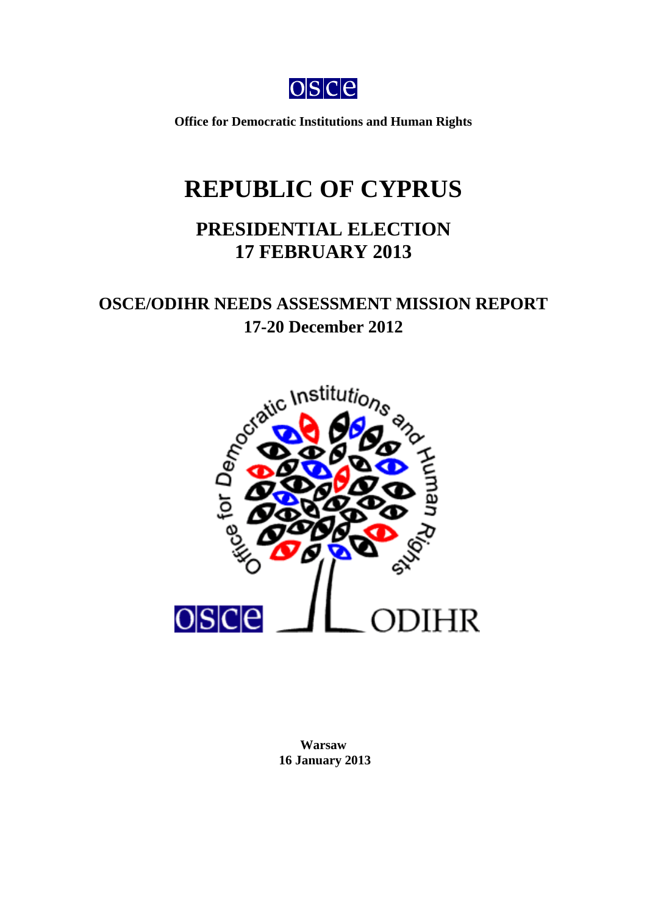**Office for Democratic Institutions and Human Rights**

# REPUBLIC OF CYPRUS

## PRESIDENTIAL ELECTION
## 17 FEBRUARY 2013

## OSCE/ODIHR NEEDS ASSESSMENT MISSION REPORT
## 17-20 December 2012

**Warsaw**
**16 January 2013**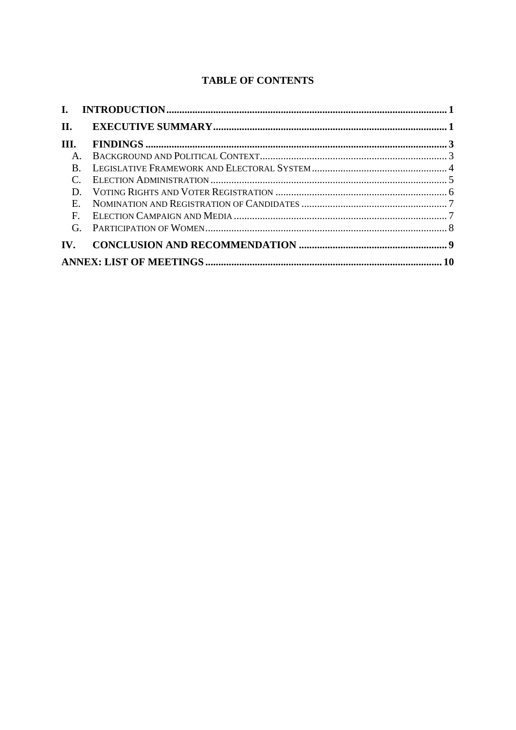## TABLE OF CONTENTS

- **I. INTRODUCTION** .......... **1**
- **II. EXECUTIVE SUMMARY** .......... **1**
- **III. FINDINGS** .......... **3**
  - A. Background and Political Context .......... 3
  - B. Legislative Framework and Electoral System .......... 4
  - C. Election Administration .......... 5
  - D. Voting Rights and Voter Registration .......... 6
  - E. Nomination and Registration of Candidates .......... 7
  - F. Election Campaign and Media .......... 7
  - G. Participation of Women .......... 8
- **IV. CONCLUSION AND RECOMMENDATION** .......... **9**
- **ANNEX: LIST OF MEETINGS** .......... **10**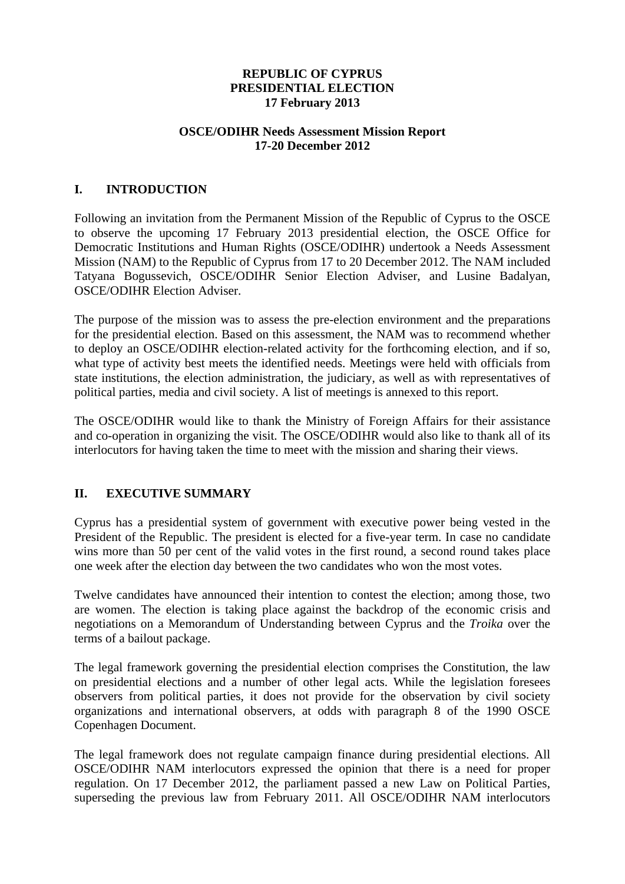**REPUBLIC OF CYPRUS**
**PRESIDENTIAL ELECTION**
**17 February 2013**

**OSCE/ODIHR Needs Assessment Mission Report**
**17-20 December 2012**

## I. INTRODUCTION

Following an invitation from the Permanent Mission of the Republic of Cyprus to the OSCE to observe the upcoming 17 February 2013 presidential election, the OSCE Office for Democratic Institutions and Human Rights (OSCE/ODIHR) undertook a Needs Assessment Mission (NAM) to the Republic of Cyprus from 17 to 20 December 2012. The NAM included Tatyana Bogussevich, OSCE/ODIHR Senior Election Adviser, and Lusine Badalyan, OSCE/ODIHR Election Adviser.

The purpose of the mission was to assess the pre-election environment and the preparations for the presidential election. Based on this assessment, the NAM was to recommend whether to deploy an OSCE/ODIHR election-related activity for the forthcoming election, and if so, what type of activity best meets the identified needs. Meetings were held with officials from state institutions, the election administration, the judiciary, as well as with representatives of political parties, media and civil society. A list of meetings is annexed to this report.

The OSCE/ODIHR would like to thank the Ministry of Foreign Affairs for their assistance and co-operation in organizing the visit. The OSCE/ODIHR would also like to thank all of its interlocutors for having taken the time to meet with the mission and sharing their views.

## II. EXECUTIVE SUMMARY

Cyprus has a presidential system of government with executive power being vested in the President of the Republic. The president is elected for a five-year term. In case no candidate wins more than 50 per cent of the valid votes in the first round, a second round takes place one week after the election day between the two candidates who won the most votes.

Twelve candidates have announced their intention to contest the election; among those, two are women. The election is taking place against the backdrop of the economic crisis and negotiations on a Memorandum of Understanding between Cyprus and the *Troika* over the terms of a bailout package.

The legal framework governing the presidential election comprises the Constitution, the law on presidential elections and a number of other legal acts. While the legislation foresees observers from political parties, it does not provide for the observation by civil society organizations and international observers, at odds with paragraph 8 of the 1990 OSCE Copenhagen Document.

The legal framework does not regulate campaign finance during presidential elections. All OSCE/ODIHR NAM interlocutors expressed the opinion that there is a need for proper regulation. On 17 December 2012, the parliament passed a new Law on Political Parties, superseding the previous law from February 2011. All OSCE/ODIHR NAM interlocutors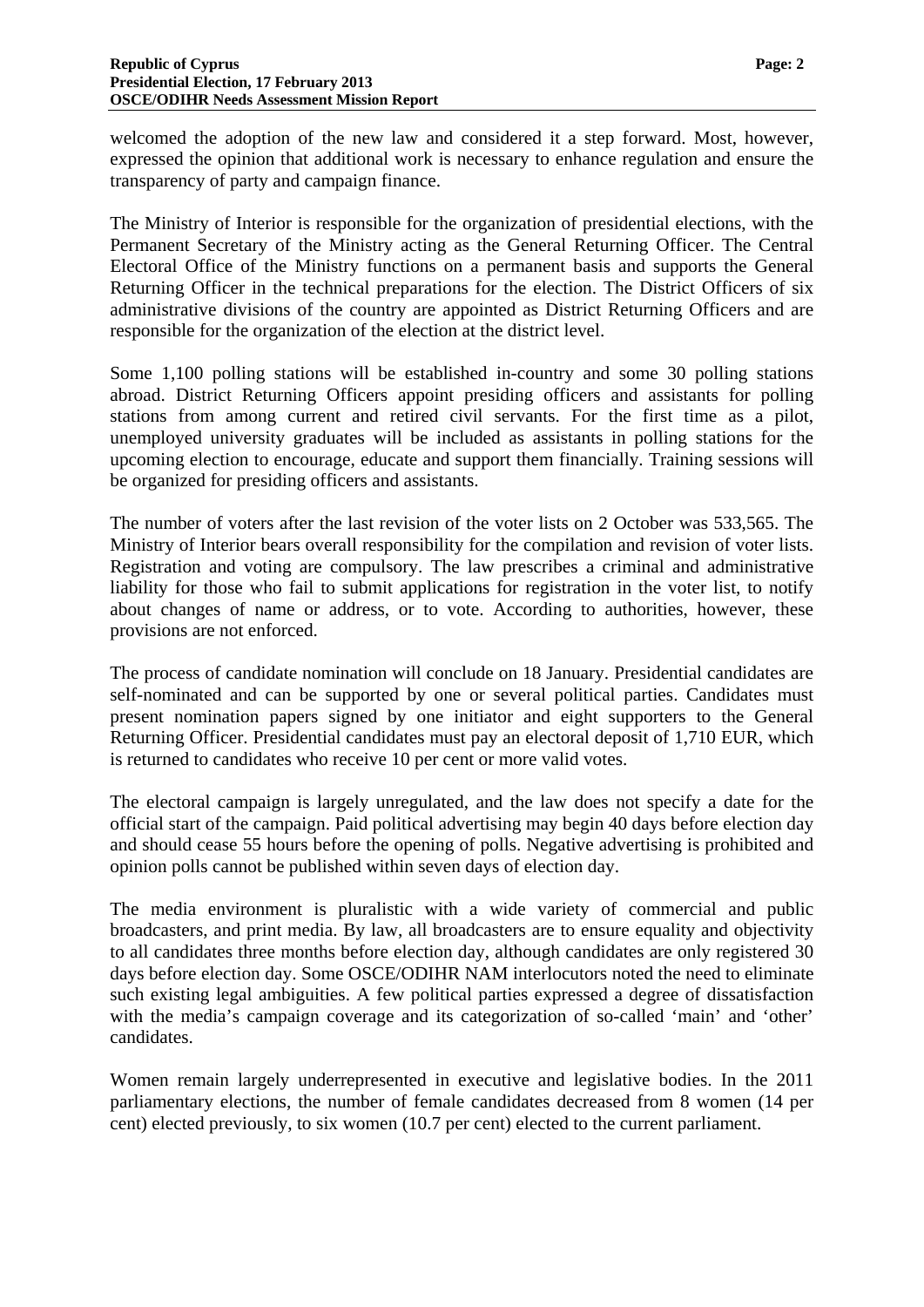welcomed the adoption of the new law and considered it a step forward. Most, however, expressed the opinion that additional work is necessary to enhance regulation and ensure the transparency of party and campaign finance.

The Ministry of Interior is responsible for the organization of presidential elections, with the Permanent Secretary of the Ministry acting as the General Returning Officer. The Central Electoral Office of the Ministry functions on a permanent basis and supports the General Returning Officer in the technical preparations for the election. The District Officers of six administrative divisions of the country are appointed as District Returning Officers and are responsible for the organization of the election at the district level.

Some 1,100 polling stations will be established in-country and some 30 polling stations abroad. District Returning Officers appoint presiding officers and assistants for polling stations from among current and retired civil servants. For the first time as a pilot, unemployed university graduates will be included as assistants in polling stations for the upcoming election to encourage, educate and support them financially. Training sessions will be organized for presiding officers and assistants.

The number of voters after the last revision of the voter lists on 2 October was 533,565. The Ministry of Interior bears overall responsibility for the compilation and revision of voter lists. Registration and voting are compulsory. The law prescribes a criminal and administrative liability for those who fail to submit applications for registration in the voter list, to notify about changes of name or address, or to vote. According to authorities, however, these provisions are not enforced.

The process of candidate nomination will conclude on 18 January. Presidential candidates are self-nominated and can be supported by one or several political parties. Candidates must present nomination papers signed by one initiator and eight supporters to the General Returning Officer. Presidential candidates must pay an electoral deposit of 1,710 EUR, which is returned to candidates who receive 10 per cent or more valid votes.

The electoral campaign is largely unregulated, and the law does not specify a date for the official start of the campaign. Paid political advertising may begin 40 days before election day and should cease 55 hours before the opening of polls. Negative advertising is prohibited and opinion polls cannot be published within seven days of election day.

The media environment is pluralistic with a wide variety of commercial and public broadcasters, and print media. By law, all broadcasters are to ensure equality and objectivity to all candidates three months before election day, although candidates are only registered 30 days before election day. Some OSCE/ODIHR NAM interlocutors noted the need to eliminate such existing legal ambiguities. A few political parties expressed a degree of dissatisfaction with the media's campaign coverage and its categorization of so-called 'main' and 'other' candidates.

Women remain largely underrepresented in executive and legislative bodies. In the 2011 parliamentary elections, the number of female candidates decreased from 8 women (14 per cent) elected previously, to six women (10.7 per cent) elected to the current parliament.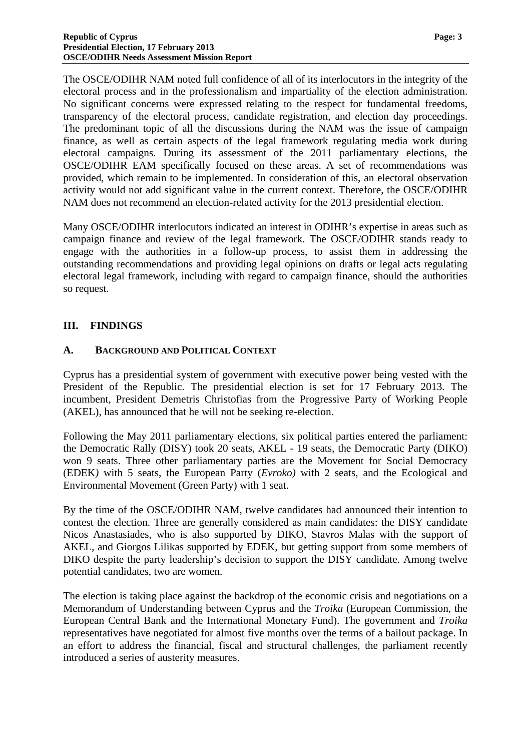The OSCE/ODIHR NAM noted full confidence of all of its interlocutors in the integrity of the electoral process and in the professionalism and impartiality of the election administration. No significant concerns were expressed relating to the respect for fundamental freedoms, transparency of the electoral process, candidate registration, and election day proceedings. The predominant topic of all the discussions during the NAM was the issue of campaign finance, as well as certain aspects of the legal framework regulating media work during electoral campaigns. During its assessment of the 2011 parliamentary elections, the OSCE/ODIHR EAM specifically focused on these areas. A set of recommendations was provided, which remain to be implemented. In consideration of this, an electoral observation activity would not add significant value in the current context. Therefore, the OSCE/ODIHR NAM does not recommend an election-related activity for the 2013 presidential election.

Many OSCE/ODIHR interlocutors indicated an interest in ODIHR's expertise in areas such as campaign finance and review of the legal framework. The OSCE/ODIHR stands ready to engage with the authorities in a follow-up process, to assist them in addressing the outstanding recommendations and providing legal opinions on drafts or legal acts regulating electoral legal framework, including with regard to campaign finance, should the authorities so request.

## III. FINDINGS

### A. BACKGROUND AND POLITICAL CONTEXT

Cyprus has a presidential system of government with executive power being vested with the President of the Republic. The presidential election is set for 17 February 2013. The incumbent, President Demetris Christofias from the Progressive Party of Working People (AKEL), has announced that he will not be seeking re-election.

Following the May 2011 parliamentary elections, six political parties entered the parliament: the Democratic Rally (DISY) took 20 seats, AKEL - 19 seats, the Democratic Party (DIKO) won 9 seats. Three other parliamentary parties are the Movement for Social Democracy (EDEK*)* with 5 seats, the European Party (*Evroko)* with 2 seats, and the Ecological and Environmental Movement (Green Party) with 1 seat.

By the time of the OSCE/ODIHR NAM, twelve candidates had announced their intention to contest the election. Three are generally considered as main candidates: the DISY candidate Nicos Anastasiades, who is also supported by DIKO, Stavros Malas with the support of AKEL, and Giorgos Lilikas supported by EDEK, but getting support from some members of DIKO despite the party leadership's decision to support the DISY candidate. Among twelve potential candidates, two are women.

The election is taking place against the backdrop of the economic crisis and negotiations on a Memorandum of Understanding between Cyprus and the *Troika* (European Commission, the European Central Bank and the International Monetary Fund). The government and *Troika* representatives have negotiated for almost five months over the terms of a bailout package. In an effort to address the financial, fiscal and structural challenges, the parliament recently introduced a series of austerity measures.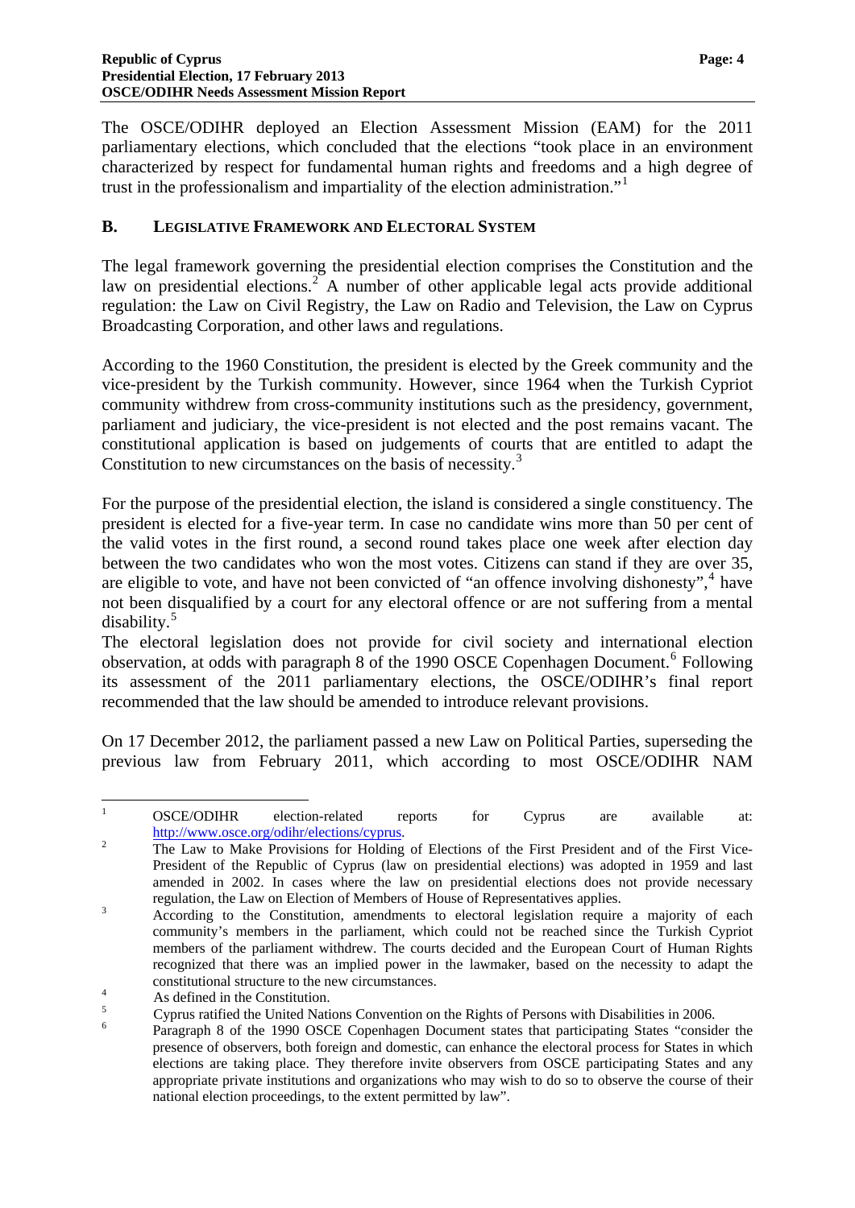The OSCE/ODIHR deployed an Election Assessment Mission (EAM) for the 2011 parliamentary elections, which concluded that the elections "took place in an environment characterized by respect for fundamental human rights and freedoms and a high degree of trust in the professionalism and impartiality of the election administration."[1]

## B. LEGISLATIVE FRAMEWORK AND ELECTORAL SYSTEM

The legal framework governing the presidential election comprises the Constitution and the law on presidential elections.[2] A number of other applicable legal acts provide additional regulation: the Law on Civil Registry, the Law on Radio and Television, the Law on Cyprus Broadcasting Corporation, and other laws and regulations.

According to the 1960 Constitution, the president is elected by the Greek community and the vice-president by the Turkish community. However, since 1964 when the Turkish Cypriot community withdrew from cross-community institutions such as the presidency, government, parliament and judiciary, the vice-president is not elected and the post remains vacant. The constitutional application is based on judgements of courts that are entitled to adapt the Constitution to new circumstances on the basis of necessity.[3]

For the purpose of the presidential election, the island is considered a single constituency. The president is elected for a five-year term. In case no candidate wins more than 50 per cent of the valid votes in the first round, a second round takes place one week after election day between the two candidates who won the most votes. Citizens can stand if they are over 35, are eligible to vote, and have not been convicted of "an offence involving dishonesty",[4] have not been disqualified by a court for any electoral offence or are not suffering from a mental disability.[5]

The electoral legislation does not provide for civil society and international election observation, at odds with paragraph 8 of the 1990 OSCE Copenhagen Document.[6] Following its assessment of the 2011 parliamentary elections, the OSCE/ODIHR's final report recommended that the law should be amended to introduce relevant provisions.

On 17 December 2012, the parliament passed a new Law on Political Parties, superseding the previous law from February 2011, which according to most OSCE/ODIHR NAM

---

[1] OSCE/ODIHR election-related reports for Cyprus are available at: http://www.osce.org/odihr/elections/cyprus.

[2] The Law to Make Provisions for Holding of Elections of the First President and of the First Vice-President of the Republic of Cyprus (law on presidential elections) was adopted in 1959 and last amended in 2002. In cases where the law on presidential elections does not provide necessary regulation, the Law on Election of Members of House of Representatives applies.

[3] According to the Constitution, amendments to electoral legislation require a majority of each community's members in the parliament, which could not be reached since the Turkish Cypriot members of the parliament withdrew. The courts decided and the European Court of Human Rights recognized that there was an implied power in the lawmaker, based on the necessity to adapt the constitutional structure to the new circumstances.

[4] As defined in the Constitution.

[5] Cyprus ratified the United Nations Convention on the Rights of Persons with Disabilities in 2006.

[6] Paragraph 8 of the 1990 OSCE Copenhagen Document states that participating States "consider the presence of observers, both foreign and domestic, can enhance the electoral process for States in which elections are taking place. They therefore invite observers from OSCE participating States and any appropriate private institutions and organizations who may wish to do so to observe the course of their national election proceedings, to the extent permitted by law".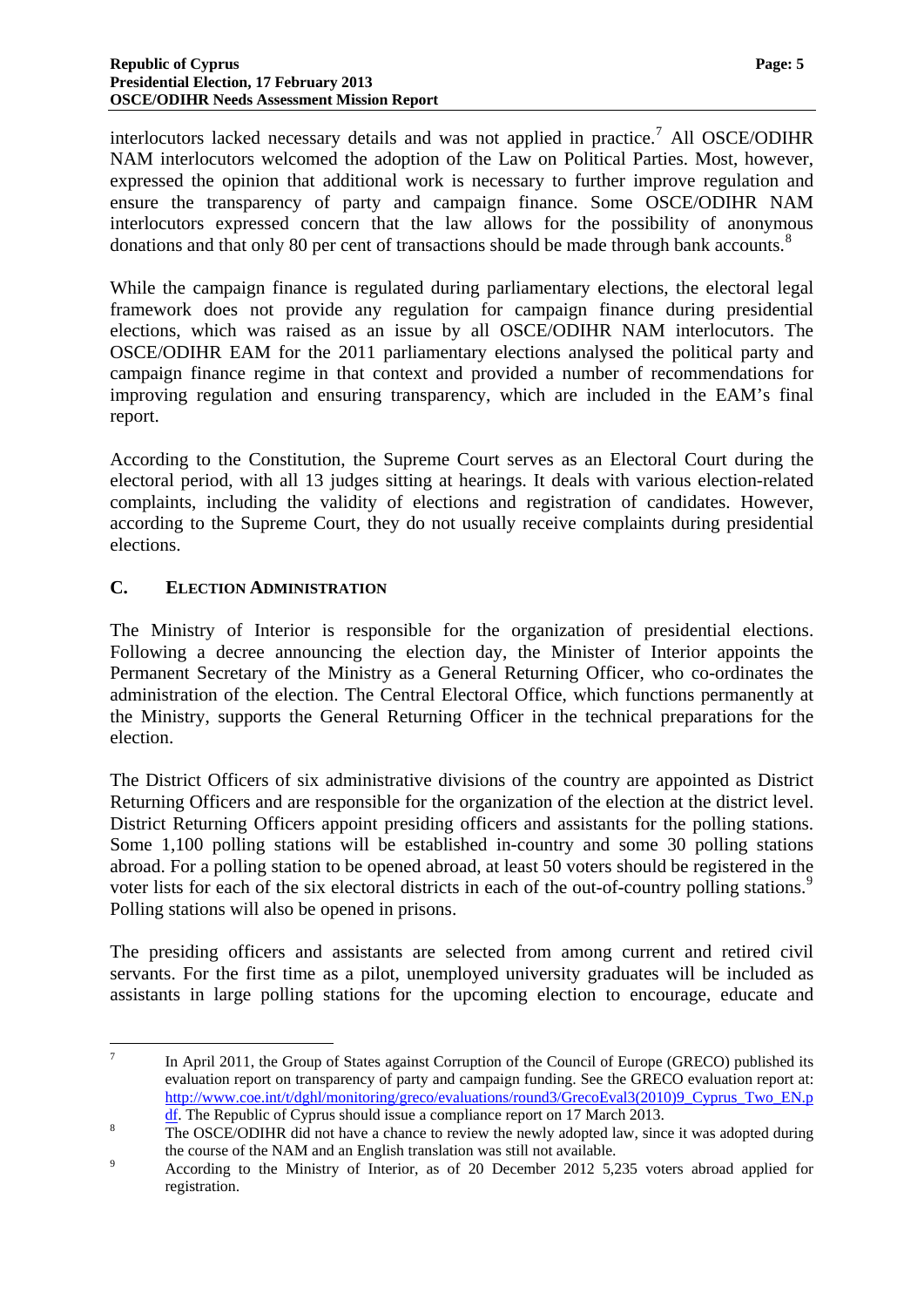interlocutors lacked necessary details and was not applied in practice.[7] All OSCE/ODIHR NAM interlocutors welcomed the adoption of the Law on Political Parties. Most, however, expressed the opinion that additional work is necessary to further improve regulation and ensure the transparency of party and campaign finance. Some OSCE/ODIHR NAM interlocutors expressed concern that the law allows for the possibility of anonymous donations and that only 80 per cent of transactions should be made through bank accounts.[8]

While the campaign finance is regulated during parliamentary elections, the electoral legal framework does not provide any regulation for campaign finance during presidential elections, which was raised as an issue by all OSCE/ODIHR NAM interlocutors. The OSCE/ODIHR EAM for the 2011 parliamentary elections analysed the political party and campaign finance regime in that context and provided a number of recommendations for improving regulation and ensuring transparency, which are included in the EAM's final report.

According to the Constitution, the Supreme Court serves as an Electoral Court during the electoral period, with all 13 judges sitting at hearings. It deals with various election-related complaints, including the validity of elections and registration of candidates. However, according to the Supreme Court, they do not usually receive complaints during presidential elections.

## C. ELECTION ADMINISTRATION

The Ministry of Interior is responsible for the organization of presidential elections. Following a decree announcing the election day, the Minister of Interior appoints the Permanent Secretary of the Ministry as a General Returning Officer, who co-ordinates the administration of the election. The Central Electoral Office, which functions permanently at the Ministry, supports the General Returning Officer in the technical preparations for the election.

The District Officers of six administrative divisions of the country are appointed as District Returning Officers and are responsible for the organization of the election at the district level. District Returning Officers appoint presiding officers and assistants for the polling stations. Some 1,100 polling stations will be established in-country and some 30 polling stations abroad. For a polling station to be opened abroad, at least 50 voters should be registered in the voter lists for each of the six electoral districts in each of the out-of-country polling stations.[9] Polling stations will also be opened in prisons.

The presiding officers and assistants are selected from among current and retired civil servants. For the first time as a pilot, unemployed university graduates will be included as assistants in large polling stations for the upcoming election to encourage, educate and

---

[7] In April 2011, the Group of States against Corruption of the Council of Europe (GRECO) published its evaluation report on transparency of party and campaign funding. See the GRECO evaluation report at: http://www.coe.int/t/dghl/monitoring/greco/evaluations/round3/GrecoEval3(2010)9_Cyprus_Two_EN.pdf. The Republic of Cyprus should issue a compliance report on 17 March 2013.

[8] The OSCE/ODIHR did not have a chance to review the newly adopted law, since it was adopted during the course of the NAM and an English translation was still not available.

[9] According to the Ministry of Interior, as of 20 December 2012 5,235 voters abroad applied for registration.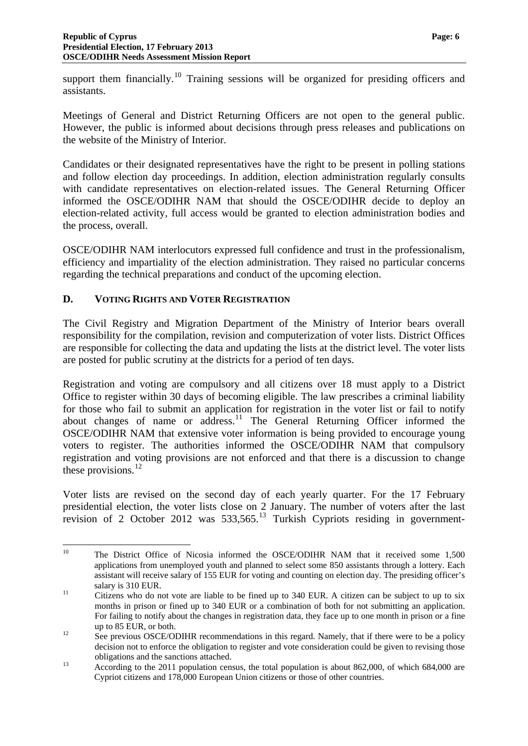support them financially.[10] Training sessions will be organized for presiding officers and assistants.

Meetings of General and District Returning Officers are not open to the general public. However, the public is informed about decisions through press releases and publications on the website of the Ministry of Interior.

Candidates or their designated representatives have the right to be present in polling stations and follow election day proceedings. In addition, election administration regularly consults with candidate representatives on election-related issues. The General Returning Officer informed the OSCE/ODIHR NAM that should the OSCE/ODIHR decide to deploy an election-related activity, full access would be granted to election administration bodies and the process, overall.

OSCE/ODIHR NAM interlocutors expressed full confidence and trust in the professionalism, efficiency and impartiality of the election administration. They raised no particular concerns regarding the technical preparations and conduct of the upcoming election.

## D. VOTING RIGHTS AND VOTER REGISTRATION

The Civil Registry and Migration Department of the Ministry of Interior bears overall responsibility for the compilation, revision and computerization of voter lists. District Offices are responsible for collecting the data and updating the lists at the district level. The voter lists are posted for public scrutiny at the districts for a period of ten days.

Registration and voting are compulsory and all citizens over 18 must apply to a District Office to register within 30 days of becoming eligible. The law prescribes a criminal liability for those who fail to submit an application for registration in the voter list or fail to notify about changes of name or address.[11] The General Returning Officer informed the OSCE/ODIHR NAM that extensive voter information is being provided to encourage young voters to register. The authorities informed the OSCE/ODIHR NAM that compulsory registration and voting provisions are not enforced and that there is a discussion to change these provisions.[12]

Voter lists are revised on the second day of each yearly quarter. For the 17 February presidential election, the voter lists close on 2 January. The number of voters after the last revision of 2 October 2012 was 533,565.[13] Turkish Cypriots residing in government-

---

[10] The District Office of Nicosia informed the OSCE/ODIHR NAM that it received some 1,500 applications from unemployed youth and planned to select some 850 assistants through a lottery. Each assistant will receive salary of 155 EUR for voting and counting on election day. The presiding officer's salary is 310 EUR.

[11] Citizens who do not vote are liable to be fined up to 340 EUR. A citizen can be subject to up to six months in prison or fined up to 340 EUR or a combination of both for not submitting an application. For failing to notify about the changes in registration data, they face up to one month in prison or a fine up to 85 EUR, or both.

[12] See previous OSCE/ODIHR recommendations in this regard. Namely, that if there were to be a policy decision not to enforce the obligation to register and vote consideration could be given to revising those obligations and the sanctions attached.

[13] According to the 2011 population census, the total population is about 862,000, of which 684,000 are Cypriot citizens and 178,000 European Union citizens or those of other countries.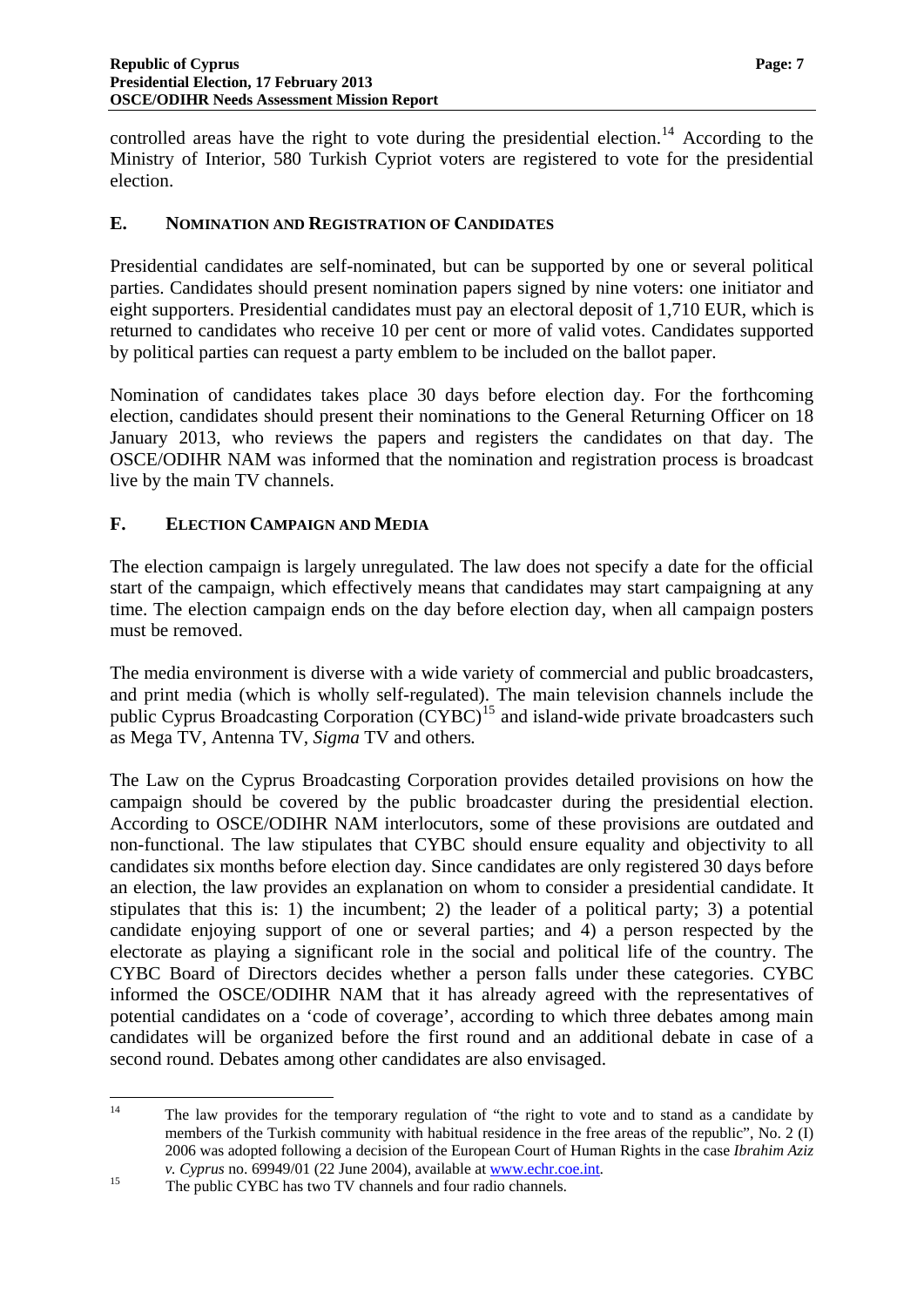controlled areas have the right to vote during the presidential election.[14] According to the Ministry of Interior, 580 Turkish Cypriot voters are registered to vote for the presidential election.

### E. NOMINATION AND REGISTRATION OF CANDIDATES

Presidential candidates are self-nominated, but can be supported by one or several political parties. Candidates should present nomination papers signed by nine voters: one initiator and eight supporters. Presidential candidates must pay an electoral deposit of 1,710 EUR, which is returned to candidates who receive 10 per cent or more of valid votes. Candidates supported by political parties can request a party emblem to be included on the ballot paper.

Nomination of candidates takes place 30 days before election day. For the forthcoming election, candidates should present their nominations to the General Returning Officer on 18 January 2013, who reviews the papers and registers the candidates on that day. The OSCE/ODIHR NAM was informed that the nomination and registration process is broadcast live by the main TV channels.

### F. ELECTION CAMPAIGN AND MEDIA

The election campaign is largely unregulated. The law does not specify a date for the official start of the campaign, which effectively means that candidates may start campaigning at any time. The election campaign ends on the day before election day, when all campaign posters must be removed.

The media environment is diverse with a wide variety of commercial and public broadcasters, and print media (which is wholly self-regulated). The main television channels include the public Cyprus Broadcasting Corporation (CYBC)[15] and island-wide private broadcasters such as Mega TV, Antenna TV, *Sigma* TV and others.

The Law on the Cyprus Broadcasting Corporation provides detailed provisions on how the campaign should be covered by the public broadcaster during the presidential election. According to OSCE/ODIHR NAM interlocutors, some of these provisions are outdated and non-functional. The law stipulates that CYBC should ensure equality and objectivity to all candidates six months before election day. Since candidates are only registered 30 days before an election, the law provides an explanation on whom to consider a presidential candidate. It stipulates that this is: 1) the incumbent; 2) the leader of a political party; 3) a potential candidate enjoying support of one or several parties; and 4) a person respected by the electorate as playing a significant role in the social and political life of the country. The CYBC Board of Directors decides whether a person falls under these categories. CYBC informed the OSCE/ODIHR NAM that it has already agreed with the representatives of potential candidates on a 'code of coverage', according to which three debates among main candidates will be organized before the first round and an additional debate in case of a second round. Debates among other candidates are also envisaged.

---

[14] The law provides for the temporary regulation of "the right to vote and to stand as a candidate by members of the Turkish community with habitual residence in the free areas of the republic", No. 2 (I) 2006 was adopted following a decision of the European Court of Human Rights in the case *Ibrahim Aziz v. Cyprus* no. 69949/01 (22 June 2004), available at www.echr.coe.int.

[15] The public CYBC has two TV channels and four radio channels.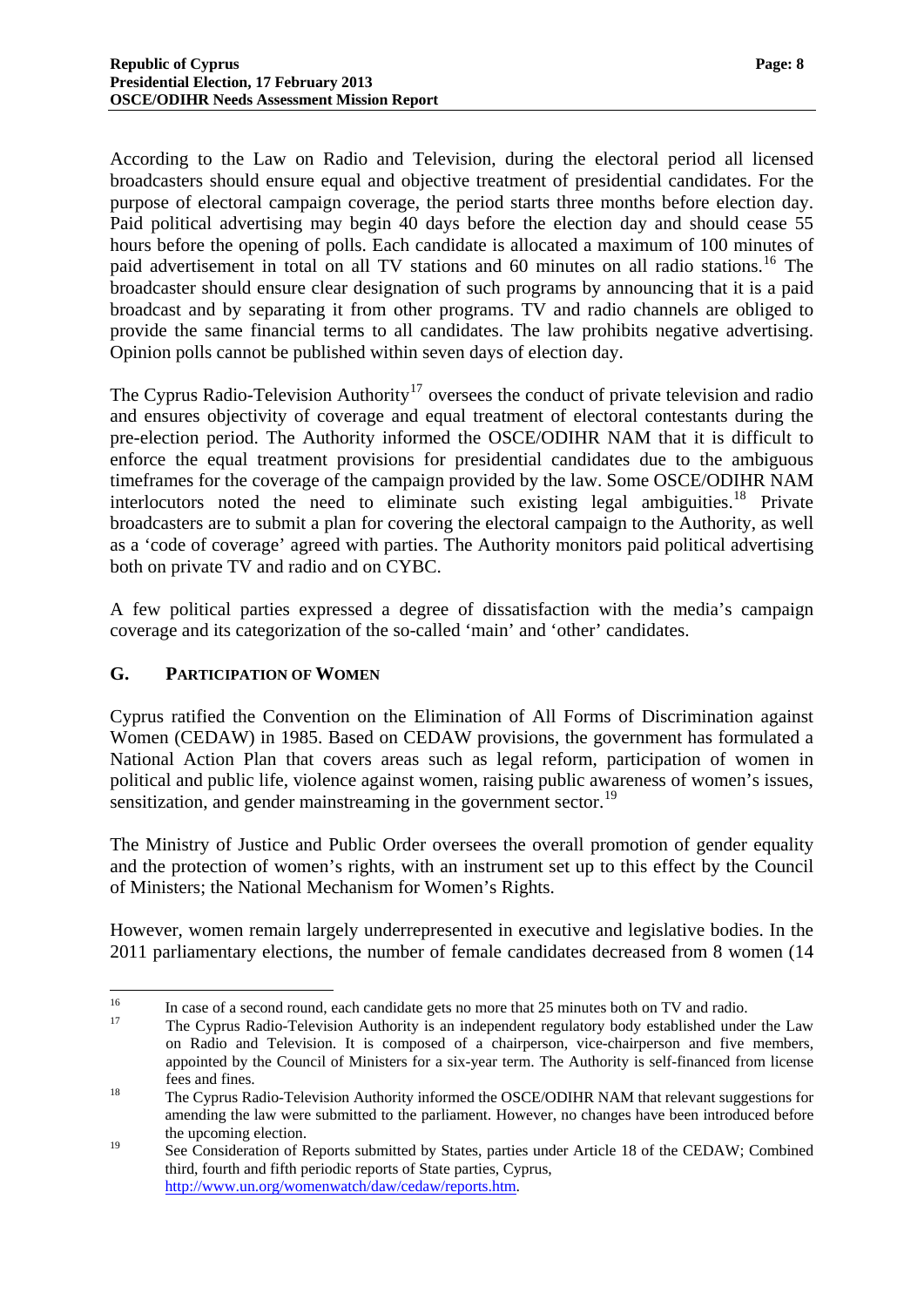According to the Law on Radio and Television, during the electoral period all licensed broadcasters should ensure equal and objective treatment of presidential candidates. For the purpose of electoral campaign coverage, the period starts three months before election day. Paid political advertising may begin 40 days before the election day and should cease 55 hours before the opening of polls. Each candidate is allocated a maximum of 100 minutes of paid advertisement in total on all TV stations and 60 minutes on all radio stations.[16] The broadcaster should ensure clear designation of such programs by announcing that it is a paid broadcast and by separating it from other programs. TV and radio channels are obliged to provide the same financial terms to all candidates. The law prohibits negative advertising. Opinion polls cannot be published within seven days of election day.

The Cyprus Radio-Television Authority[17] oversees the conduct of private television and radio and ensures objectivity of coverage and equal treatment of electoral contestants during the pre-election period. The Authority informed the OSCE/ODIHR NAM that it is difficult to enforce the equal treatment provisions for presidential candidates due to the ambiguous timeframes for the coverage of the campaign provided by the law. Some OSCE/ODIHR NAM interlocutors noted the need to eliminate such existing legal ambiguities.[18] Private broadcasters are to submit a plan for covering the electoral campaign to the Authority, as well as a 'code of coverage' agreed with parties. The Authority monitors paid political advertising both on private TV and radio and on CYBC.

A few political parties expressed a degree of dissatisfaction with the media's campaign coverage and its categorization of the so-called 'main' and 'other' candidates.

## G. PARTICIPATION OF WOMEN

Cyprus ratified the Convention on the Elimination of All Forms of Discrimination against Women (CEDAW) in 1985. Based on CEDAW provisions, the government has formulated a National Action Plan that covers areas such as legal reform, participation of women in political and public life, violence against women, raising public awareness of women's issues, sensitization, and gender mainstreaming in the government sector.[19]

The Ministry of Justice and Public Order oversees the overall promotion of gender equality and the protection of women's rights, with an instrument set up to this effect by the Council of Ministers; the National Mechanism for Women's Rights.

However, women remain largely underrepresented in executive and legislative bodies. In the 2011 parliamentary elections, the number of female candidates decreased from 8 women (14

---

[16] In case of a second round, each candidate gets no more that 25 minutes both on TV and radio.

[17] The Cyprus Radio-Television Authority is an independent regulatory body established under the Law on Radio and Television. It is composed of a chairperson, vice-chairperson and five members, appointed by the Council of Ministers for a six-year term. The Authority is self-financed from license fees and fines.

[18] The Cyprus Radio-Television Authority informed the OSCE/ODIHR NAM that relevant suggestions for amending the law were submitted to the parliament. However, no changes have been introduced before the upcoming election.

[19] See Consideration of Reports submitted by States, parties under Article 18 of the CEDAW; Combined third, fourth and fifth periodic reports of State parties, Cyprus, http://www.un.org/womenwatch/daw/cedaw/reports.htm.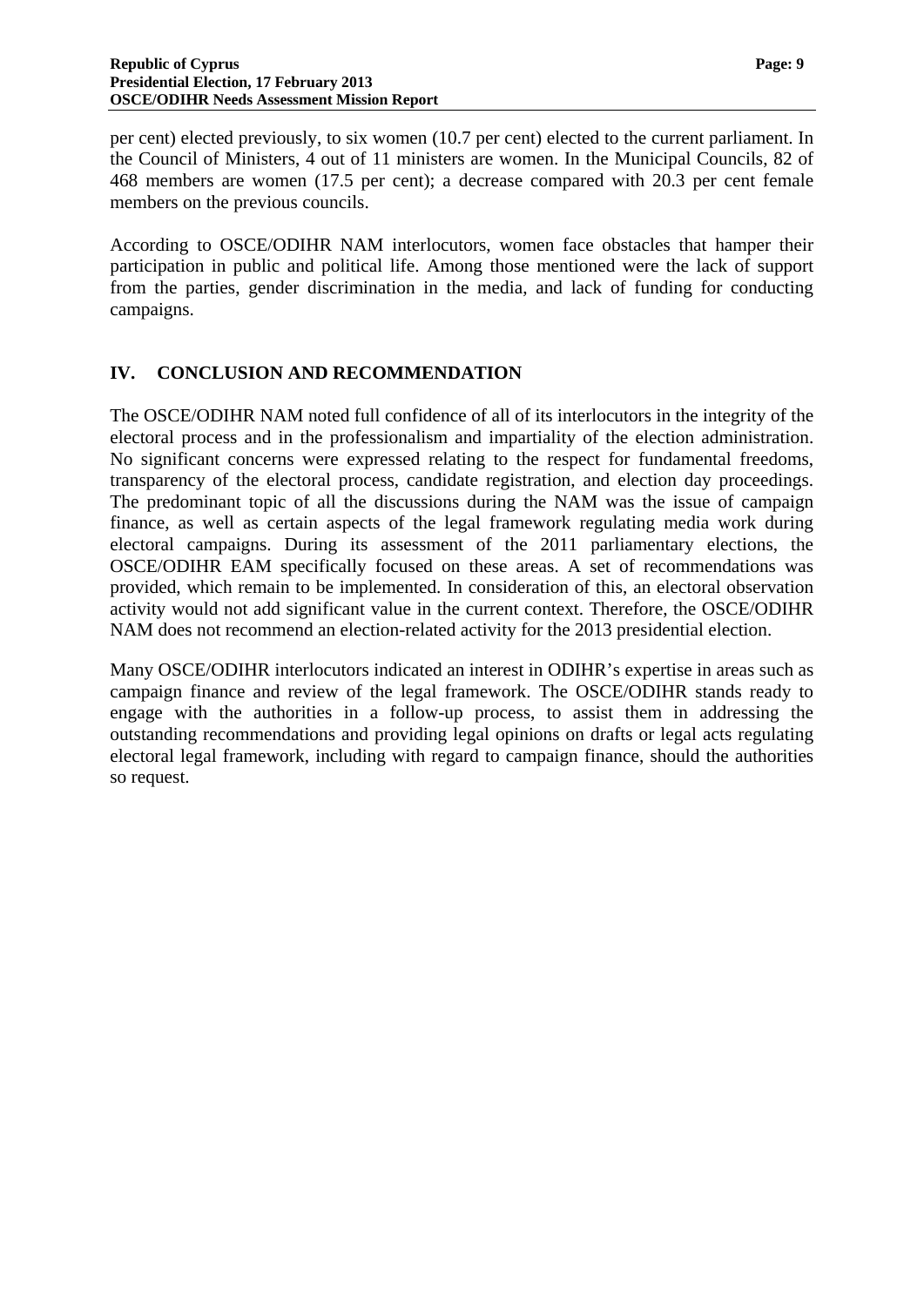per cent) elected previously, to six women (10.7 per cent) elected to the current parliament. In the Council of Ministers, 4 out of 11 ministers are women. In the Municipal Councils, 82 of 468 members are women (17.5 per cent); a decrease compared with 20.3 per cent female members on the previous councils.

According to OSCE/ODIHR NAM interlocutors, women face obstacles that hamper their participation in public and political life. Among those mentioned were the lack of support from the parties, gender discrimination in the media, and lack of funding for conducting campaigns.

## IV. CONCLUSION AND RECOMMENDATION

The OSCE/ODIHR NAM noted full confidence of all of its interlocutors in the integrity of the electoral process and in the professionalism and impartiality of the election administration. No significant concerns were expressed relating to the respect for fundamental freedoms, transparency of the electoral process, candidate registration, and election day proceedings. The predominant topic of all the discussions during the NAM was the issue of campaign finance, as well as certain aspects of the legal framework regulating media work during electoral campaigns. During its assessment of the 2011 parliamentary elections, the OSCE/ODIHR EAM specifically focused on these areas. A set of recommendations was provided, which remain to be implemented. In consideration of this, an electoral observation activity would not add significant value in the current context. Therefore, the OSCE/ODIHR NAM does not recommend an election-related activity for the 2013 presidential election.

Many OSCE/ODIHR interlocutors indicated an interest in ODIHR's expertise in areas such as campaign finance and review of the legal framework. The OSCE/ODIHR stands ready to engage with the authorities in a follow-up process, to assist them in addressing the outstanding recommendations and providing legal opinions on drafts or legal acts regulating electoral legal framework, including with regard to campaign finance, should the authorities so request.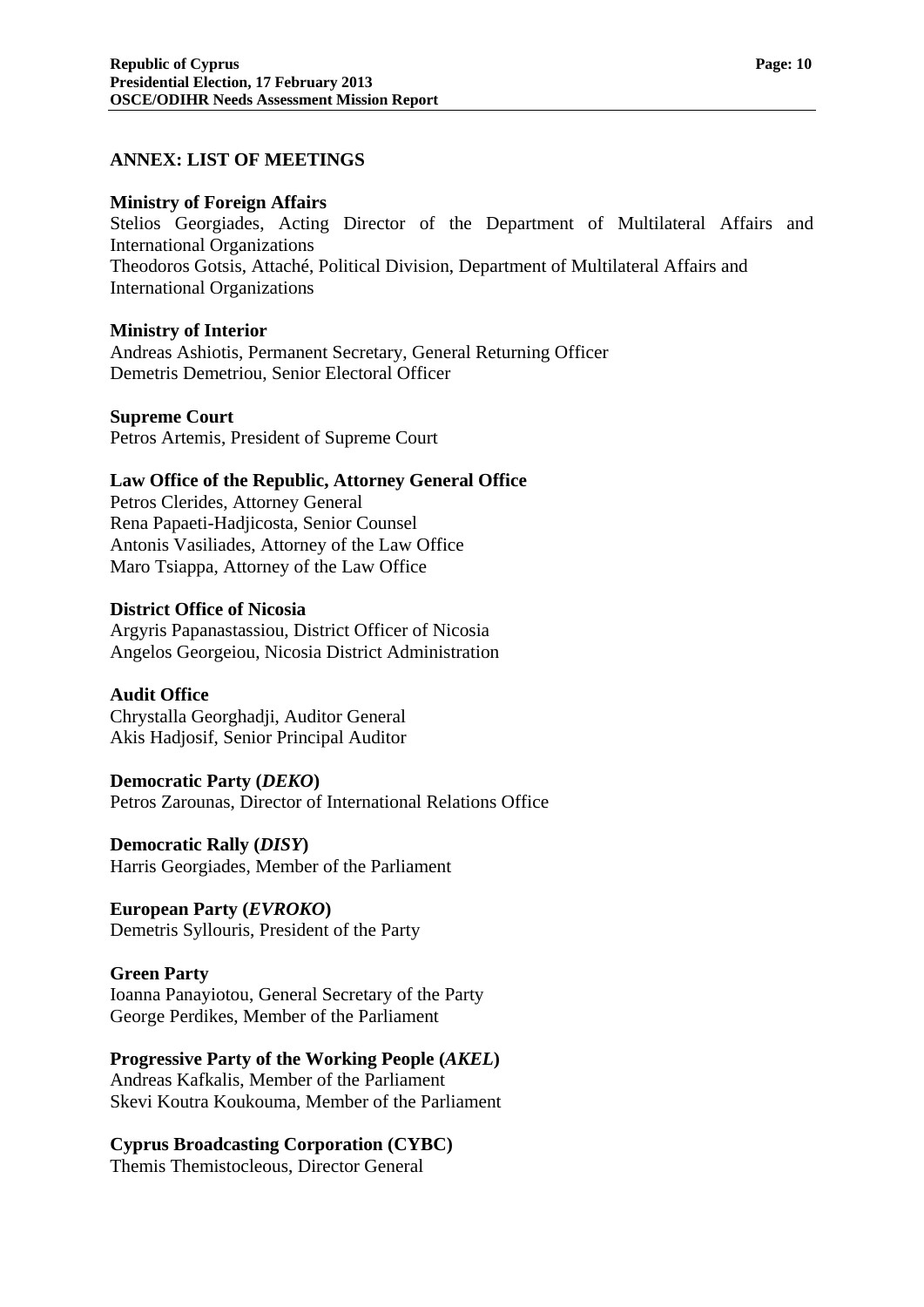## ANNEX: LIST OF MEETINGS

**Ministry of Foreign Affairs**
Stelios Georgiades, Acting Director of the Department of Multilateral Affairs and International Organizations
Theodoros Gotsis, Attaché, Political Division, Department of Multilateral Affairs and International Organizations

**Ministry of Interior**
Andreas Ashiotis, Permanent Secretary, General Returning Officer
Demetris Demetriou, Senior Electoral Officer

**Supreme Court**
Petros Artemis, President of Supreme Court

**Law Office of the Republic, Attorney General Office**
Petros Clerides, Attorney General
Rena Papaeti-Hadjicosta, Senior Counsel
Antonis Vasiliades, Attorney of the Law Office
Maro Tsiappa, Attorney of the Law Office

**District Office of Nicosia**
Argyris Papanastassiou, District Officer of Nicosia
Angelos Georgeiou, Nicosia District Administration

**Audit Office**
Chrystalla Georghadji, Auditor General
Akis Hadjosif, Senior Principal Auditor

**Democratic Party (*DEKO*)**
Petros Zarounas, Director of International Relations Office

**Democratic Rally (*DISY*)**
Harris Georgiades, Member of the Parliament

**European Party (*EVROKO*)**
Demetris Syllouris, President of the Party

**Green Party**
Ioanna Panayiotou, General Secretary of the Party
George Perdikes, Member of the Parliament

**Progressive Party of the Working People (*AKEL*)**
Andreas Kafkalis, Member of the Parliament
Skevi Koutra Koukouma, Member of the Parliament

**Cyprus Broadcasting Corporation (CYBC)**
Themis Themistocleous, Director General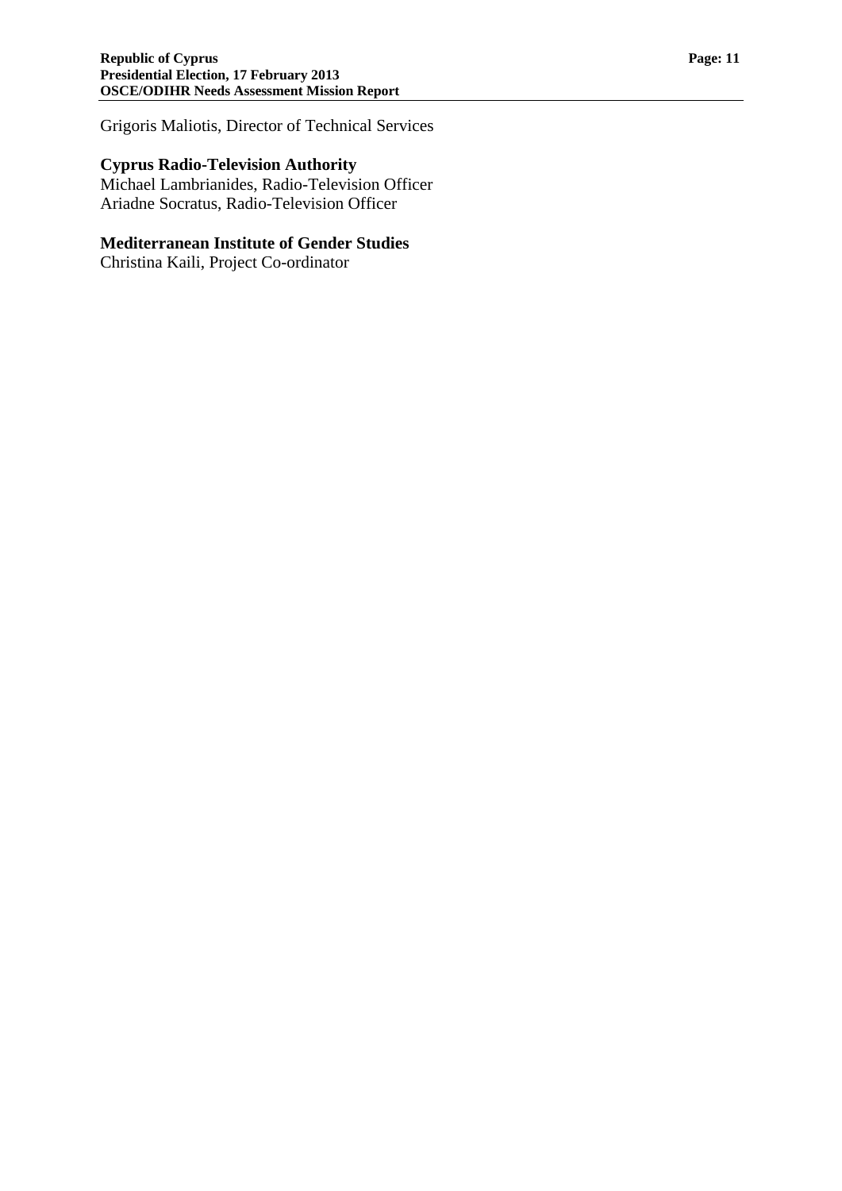Grigoris Maliotis, Director of Technical Services

**Cyprus Radio-Television Authority**
Michael Lambrianides, Radio-Television Officer
Ariadne Socratus, Radio-Television Officer

**Mediterranean Institute of Gender Studies**
Christina Kaili, Project Co-ordinator